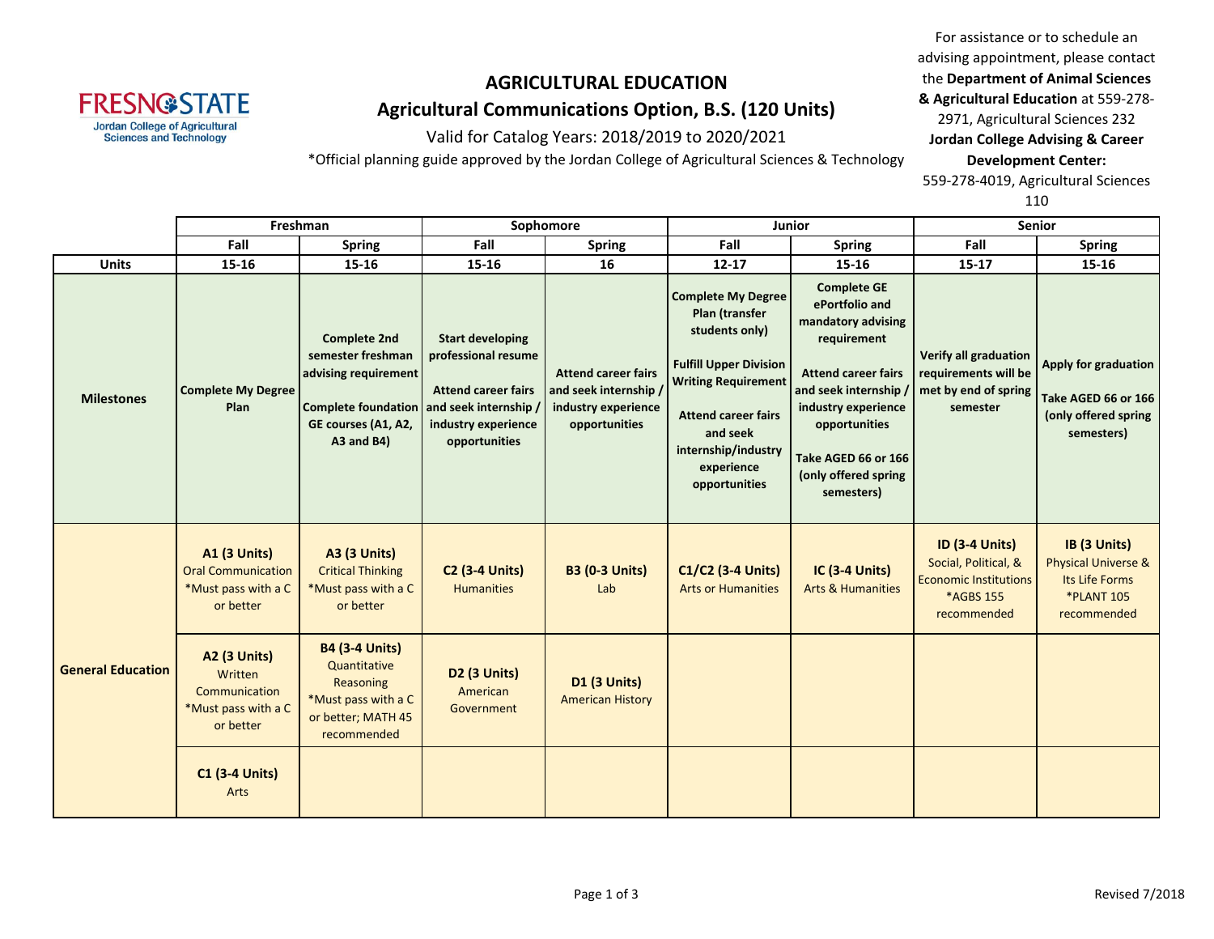Fresno State
Jordan College of Agricultural Sciences and Technology

# AGRICULTURAL EDUCATION

## Agricultural Communications Option, B.S. (120 Units)

Valid for Catalog Years: 2018/2019 to 2020/2021

*Official planning guide approved by the Jordan College of Agricultural Sciences & Technology

For assistance or to schedule an advising appointment, please contact the **Department of Animal Sciences & Agricultural Education** at 559-278-2971, Agricultural Sciences 232
**Jordan College Advising & Career Development Center:** 559-278-4019, Agricultural Sciences 110

| | Freshman | | Sophomore | | Junior | | Senior | |
|---|---|---|---|---|---|---|---|---|
| | Fall | Spring | Fall | Spring | Fall | Spring | Fall | Spring |
| **Units** | 15-16 | 15-16 | 15-16 | 16 | 12-17 | 15-16 | 15-17 | 15-16 |
| **Milestones** | **Complete My Degree Plan** | **Complete 2nd semester freshman advising requirement**<br><br>**Complete foundation GE courses (A1, A2, A3 and B4)** | **Start developing professional resume**<br><br>**Attend career fairs and seek internship / industry experience opportunities** | **Attend career fairs and seek internship / industry experience opportunities** | **Complete My Degree Plan (transfer students only)**<br><br>**Fulfill Upper Division Writing Requirement**<br><br>**Attend career fairs and seek internship/industry experience opportunities** | **Complete GE ePortfolio and mandatory advising requirement**<br><br>**Attend career fairs and seek internship / industry experience opportunities**<br><br>**Take AGED 66 or 166 (only offered spring semesters)** | **Verify all graduation requirements will be met by end of spring semester** | **Apply for graduation**<br><br>**Take AGED 66 or 166 (only offered spring semesters)** |
| **General Education** | **A1 (3 Units)**<br>Oral Communication<br>*Must pass with a C or better | **A3 (3 Units)**<br>Critical Thinking<br>*Must pass with a C or better | **C2 (3-4 Units)**<br>Humanities | **B3 (0-3 Units)**<br>Lab | **C1/C2 (3-4 Units)**<br>Arts or Humanities | **IC (3-4 Units)**<br>Arts & Humanities | **ID (3-4 Units)**<br>Social, Political, & Economic Institutions<br>*AGBS 155 recommended | **IB (3 Units)**<br>Physical Universe & Its Life Forms<br>*PLANT 105 recommended |
| | **A2 (3 Units)**<br>Written Communication<br>*Must pass with a C or better | **B4 (3-4 Units)**<br>Quantitative Reasoning<br>*Must pass with a C or better; MATH 45 recommended | **D2 (3 Units)**<br>American Government | **D1 (3 Units)**<br>American History | | | | |
| | **C1 (3-4 Units)**<br>Arts | | | | | | | |

Revised 7/2018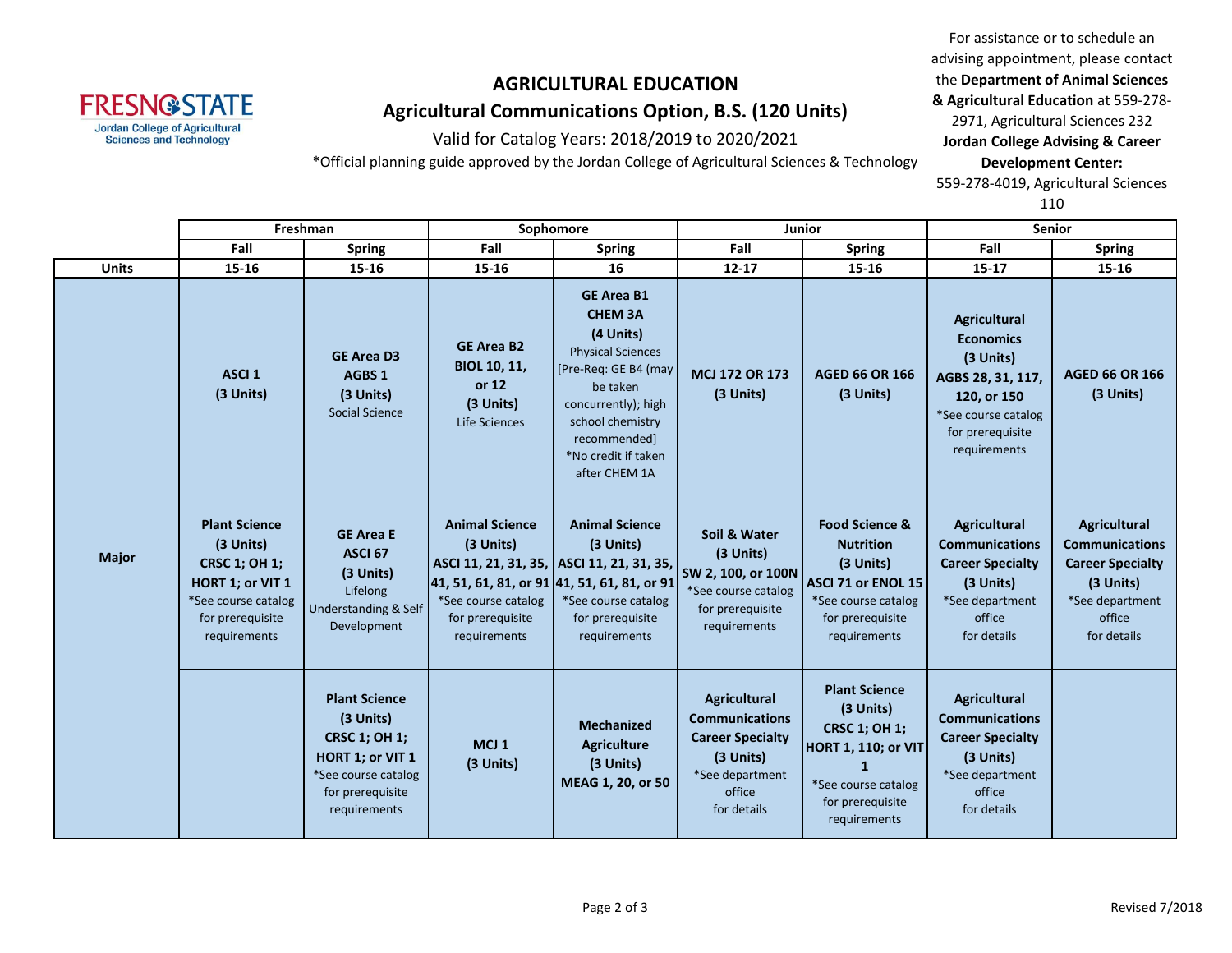FRESNO STATE
Jordan College of Agricultural Sciences and Technology

# AGRICULTURAL EDUCATION

## Agricultural Communications Option, B.S. (120 Units)

Valid for Catalog Years: 2018/2019 to 2020/2021

*Official planning guide approved by the Jordan College of Agricultural Sciences & Technology

For assistance or to schedule an advising appointment, please contact the **Department of Animal Sciences & Agricultural Education** at 559-278-2971, Agricultural Sciences 232
**Jordan College Advising & Career Development Center:** 559-278-4019, Agricultural Sciences 110

| | Freshman | | Sophomore | | Junior | | Senior | |
|---|---|---|---|---|---|---|---|---|
| | **Fall** | **Spring** | **Fall** | **Spring** | **Fall** | **Spring** | **Fall** | **Spring** |
| **Units** | **15-16** | **15-16** | **15-16** | **16** | **12-17** | **15-16** | **15-17** | **15-16** |
| **Major** | **ASCI 1** **(3 Units)** | **GE Area D3** **AGBS 1** **(3 Units)** Social Science | **GE Area B2** **BIOL 10, 11, or 12** **(3 Units)** Life Sciences | **GE Area B1** **CHEM 3A** **(4 Units)** Physical Sciences [Pre-Req: GE B4 (may be taken concurrently); high school chemistry recommended] *No credit if taken after CHEM 1A | **MCJ 172 OR 173** **(3 Units)** | **AGED 66 OR 166** **(3 Units)** | **Agricultural Economics** **(3 Units)** **AGBS 28, 31, 117, 120, or 150** *See course catalog for prerequisite requirements | **AGED 66 OR 166** **(3 Units)** |
| | **Plant Science** **(3 Units)** **CRSC 1; OH 1; HORT 1; or VIT 1** *See course catalog for prerequisite requirements | **GE Area E** **ASCI 67** **(3 Units)** Lifelong Understanding & Self Development | **Animal Science** **(3 Units)** **ASCI 11, 21, 31, 35, 41, 51, 61, 81, or 91** *See course catalog for prerequisite requirements | **Animal Science** **(3 Units)** **ASCI 11, 21, 31, 35, 41, 51, 61, 81, or 91** *See course catalog for prerequisite requirements | **Soil & Water** **(3 Units)** **SW 2, 100, or 100N** *See course catalog for prerequisite requirements | **Food Science & Nutrition** **(3 Units)** **ASCI 71 or ENOL 15** *See course catalog for prerequisite requirements | **Agricultural Communications Career Specialty** **(3 Units)** *See department office for details | **Agricultural Communications Career Specialty** **(3 Units)** *See department office for details |
| | | **Plant Science** **(3 Units)** **CRSC 1; OH 1; HORT 1; or VIT 1** *See course catalog for prerequisite requirements | **MCJ 1** **(3 Units)** | **Mechanized Agriculture** **(3 Units)** **MEAG 1, 20, or 50** | **Agricultural Communications Career Specialty** **(3 Units)** *See department office for details | **Plant Science** **(3 Units)** **CRSC 1; OH 1; HORT 1, 110; or VIT 1** *See course catalog for prerequisite requirements | **Agricultural Communications Career Specialty** **(3 Units)** *See department office for details | |

Revised 7/2018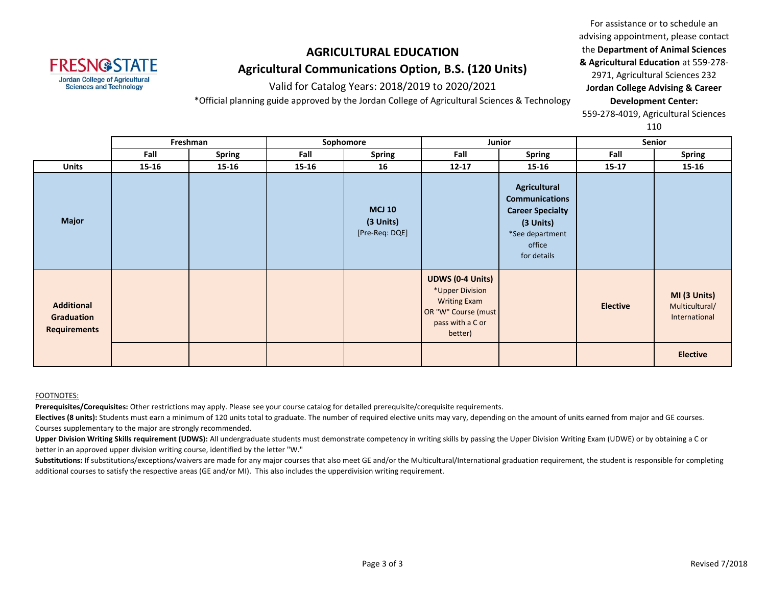# AGRICULTURAL EDUCATION

## Agricultural Communications Option, B.S. (120 Units)

Valid for Catalog Years: 2018/2019 to 2020/2021

*Official planning guide approved by the Jordan College of Agricultural Sciences & Technology

For assistance or to schedule an advising appointment, please contact the **Department of Animal Sciences & Agricultural Education** at 559-278-2971, Agricultural Sciences 232
**Jordan College Advising & Career Development Center:** 559-278-4019, Agricultural Sciences 110

| | Freshman | | Sophomore | | Junior | | Senior | |
|---|---|---|---|---|---|---|---|---|
| | Fall | Spring | Fall | Spring | Fall | Spring | Fall | Spring |
| **Units** | 15-16 | 15-16 | 15-16 | 16 | 12-17 | 15-16 | 15-17 | 15-16 |
| **Major** | | | | **MCJ 10 (3 Units)** [Pre-Req: DQE] | | **Agricultural Communications Career Specialty (3 Units)** *See department office for details | | |
| **Additional Graduation Requirements** | | | | | **UDWS (0-4 Units)** *Upper Division Writing Exam OR "W" Course (must pass with a C or better) | | **Elective** | **MI (3 Units)** Multicultural/ International |
| | | | | | | | | **Elective** |

FOOTNOTES:

**Prerequisites/Corequisites:** Other restrictions may apply. Please see your course catalog for detailed prerequisite/corequisite requirements.

**Electives (8 units):** Students must earn a minimum of 120 units total to graduate. The number of required elective units may vary, depending on the amount of units earned from major and GE courses. Courses supplementary to the major are strongly recommended.

**Upper Division Writing Skills requirement (UDWS):** All undergraduate students must demonstrate competency in writing skills by passing the Upper Division Writing Exam (UDWE) or by obtaining a C or better in an approved upper division writing course, identified by the letter "W."

**Substitutions:** If substitutions/exceptions/waivers are made for any major courses that also meet GE and/or the Multicultural/International graduation requirement, the student is responsible for completing additional courses to satisfy the respective areas (GE and/or MI). This also includes the upperdivision writing requirement.

Revised 7/2018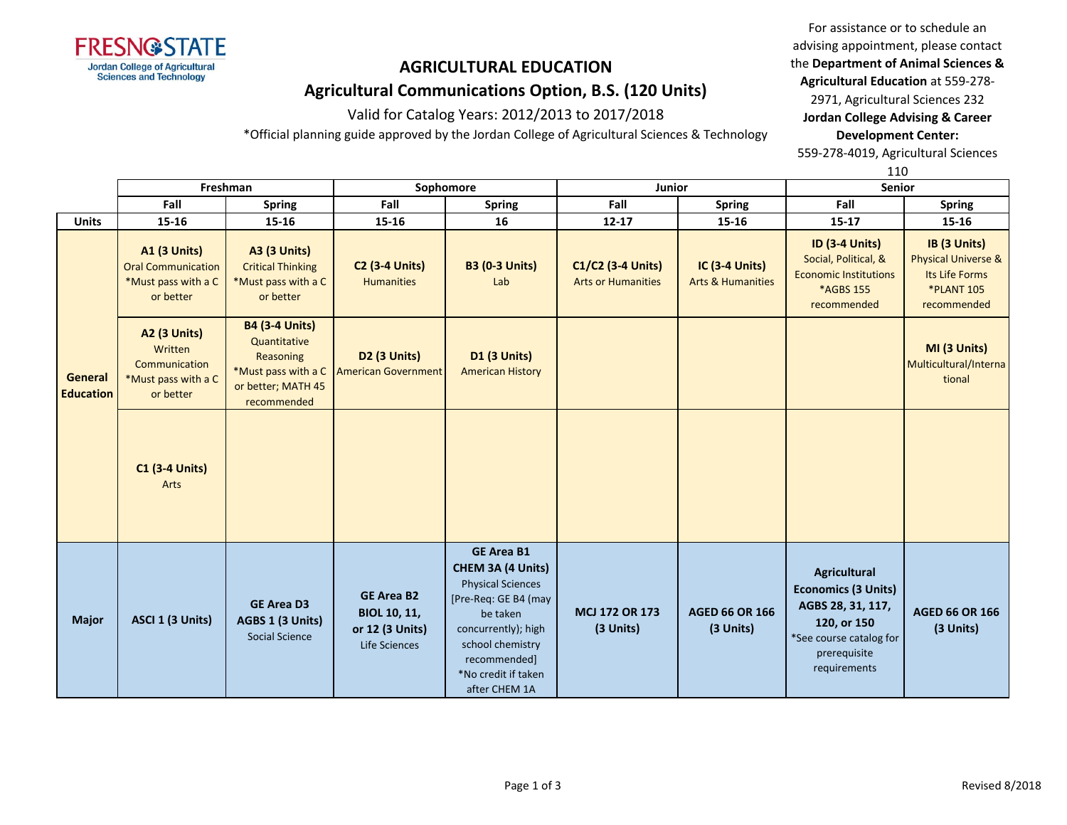Fresno State — Jordan College of Agricultural Sciences and Technology

# AGRICULTURAL EDUCATION

## Agricultural Communications Option, B.S. (120 Units)

Valid for Catalog Years: 2012/2013 to 2017/2018

*Official planning guide approved by the Jordan College of Agricultural Sciences & Technology

For assistance or to schedule an advising appointment, please contact the **Department of Animal Sciences & Agricultural Education** at 559-278-2971, Agricultural Sciences 232
**Jordan College Advising & Career Development Center:** 559-278-4019, Agricultural Sciences 110

| | Freshman | | Sophomore | | Junior | | Senior | |
|---|---|---|---|---|---|---|---|---|
| | **Fall** | **Spring** | **Fall** | **Spring** | **Fall** | **Spring** | **Fall** | **Spring** |
| **Units** | **15-16** | **15-16** | **15-16** | **16** | **12-17** | **15-16** | **15-17** | **15-16** |
| **General Education** | **A1 (3 Units)** Oral Communication *Must pass with a C or better | **A3 (3 Units)** Critical Thinking *Must pass with a C or better | **C2 (3-4 Units)** Humanities | **B3 (0-3 Units)** Lab | **C1/C2 (3-4 Units)** Arts or Humanities | **IC (3-4 Units)** Arts & Humanities | **ID (3-4 Units)** Social, Political, & Economic Institutions *AGBS 155 recommended | **IB (3 Units)** Physical Universe & Its Life Forms *PLANT 105 recommended |
| | **A2 (3 Units)** Written Communication *Must pass with a C or better | **B4 (3-4 Units)** Quantitative Reasoning *Must pass with a C or better; MATH 45 recommended | **D2 (3 Units)** American Government | **D1 (3 Units)** American History | | | | **MI (3 Units)** Multicultural/International |
| | **C1 (3-4 Units)** Arts | | | | | | | |
| **Major** | **ASCI 1 (3 Units)** | **GE Area D3 AGBS 1 (3 Units)** Social Science | **GE Area B2 BIOL 10, 11, or 12 (3 Units)** Life Sciences | **GE Area B1 CHEM 3A (4 Units)** Physical Sciences [Pre-Req: GE B4 (may be taken concurrently); high school chemistry recommended] *No credit if taken after CHEM 1A | **MCJ 172 OR 173 (3 Units)** | **AGED 66 OR 166 (3 Units)** | **Agricultural Economics (3 Units) AGBS 28, 31, 117, 120, or 150** *See course catalog for prerequisite requirements | **AGED 66 OR 166 (3 Units)** |

Revised 8/2018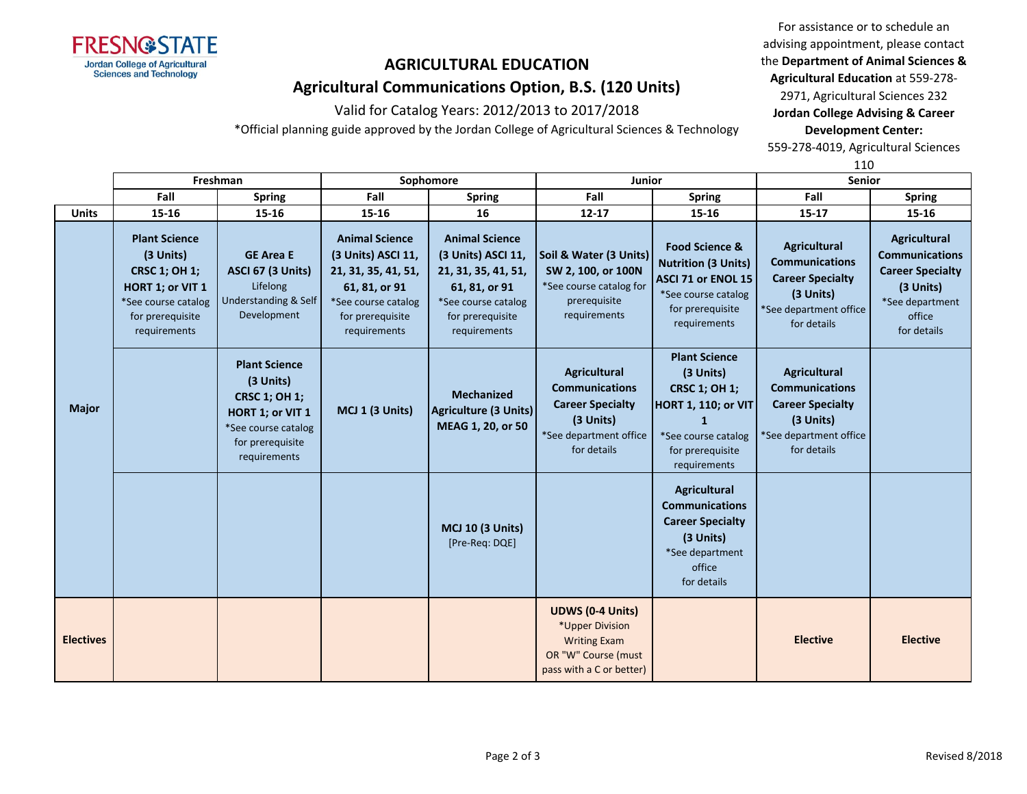# AGRICULTURAL EDUCATION

## Agricultural Communications Option, B.S. (120 Units)

Valid for Catalog Years: 2012/2013 to 2017/2018

*Official planning guide approved by the Jordan College of Agricultural Sciences & Technology

For assistance or to schedule an advising appointment, please contact the **Department of Animal Sciences & Agricultural Education** at 559-278-2971, Agricultural Sciences 232
**Jordan College Advising & Career Development Center:**
559-278-4019, Agricultural Sciences 110

| | Freshman | | Sophomore | | Junior | | Senior | |
|---|---|---|---|---|---|---|---|---|
| | **Fall** | **Spring** | **Fall** | **Spring** | **Fall** | **Spring** | **Fall** | **Spring** |
| **Units** | **15-16** | **15-16** | **15-16** | **16** | **12-17** | **15-16** | **15-17** | **15-16** |
| **Major** | **Plant Science (3 Units) CRSC 1; OH 1; HORT 1; or VIT 1** *See course catalog for prerequisite requirements | **GE Area E ASCI 67 (3 Units)** Lifelong Understanding & Self Development | **Animal Science (3 Units) ASCI 11, 21, 31, 35, 41, 51, 61, 81, or 91** *See course catalog for prerequisite requirements | **Animal Science (3 Units) ASCI 11, 21, 31, 35, 41, 51, 61, 81, or 91** *See course catalog for prerequisite requirements | **Soil & Water (3 Units) SW 2, 100, or 100N** *See course catalog for prerequisite requirements | **Food Science & Nutrition (3 Units) ASCI 71 or ENOL 15** *See course catalog for prerequisite requirements | **Agricultural Communications Career Specialty (3 Units)** *See department office for details | **Agricultural Communications Career Specialty (3 Units)** *See department office for details |
| | | **Plant Science (3 Units) CRSC 1; OH 1; HORT 1; or VIT 1** *See course catalog for prerequisite requirements | **MCJ 1 (3 Units)** | **Mechanized Agriculture (3 Units) MEAG 1, 20, or 50** | **Agricultural Communications Career Specialty (3 Units)** *See department office for details | **Plant Science (3 Units) CRSC 1; OH 1; HORT 1, 110; or VIT 1** *See course catalog for prerequisite requirements | **Agricultural Communications Career Specialty (3 Units)** *See department office for details | |
| | | | | **MCJ 10 (3 Units)** [Pre-Req: DQE] | | **Agricultural Communications Career Specialty (3 Units)** *See department office for details | | |
| **Electives** | | | | | **UDWS (0-4 Units)** *Upper Division Writing Exam OR "W" Course (must pass with a C or better) | | **Elective** | **Elective** |

Revised 8/2018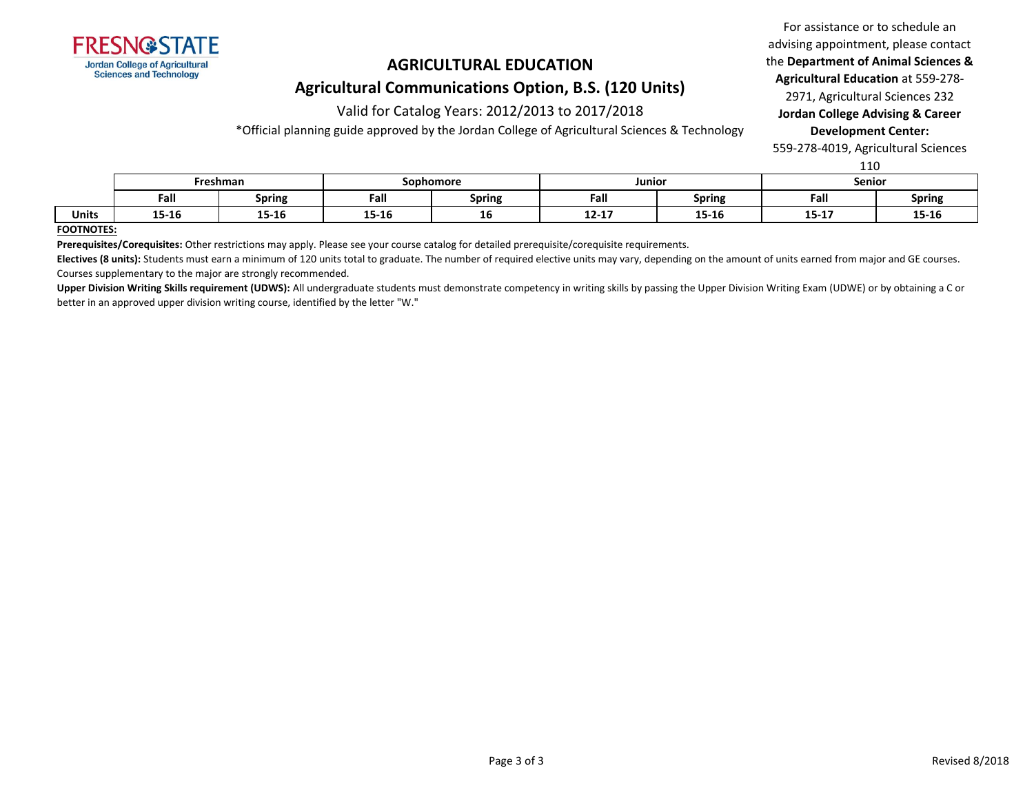# AGRICULTURAL EDUCATION

## Agricultural Communications Option, B.S. (120 Units)

Valid for Catalog Years: 2012/2013 to 2017/2018

*Official planning guide approved by the Jordan College of Agricultural Sciences & Technology

For assistance or to schedule an advising appointment, please contact the **Department of Animal Sciences & Agricultural Education** at 559-278-2971, Agricultural Sciences 232
**Jordan College Advising & Career Development Center:**
559-278-4019, Agricultural Sciences 110

| | Freshman | | Sophomore | | Junior | | Senior | |
|---|---|---|---|---|---|---|---|---|
| | **Fall** | **Spring** | **Fall** | **Spring** | **Fall** | **Spring** | **Fall** | **Spring** |
| **Units** | **15-16** | **15-16** | **15-16** | **16** | **12-17** | **15-16** | **15-17** | **15-16** |

**FOOTNOTES:**

**Prerequisites/Corequisites:** Other restrictions may apply. Please see your course catalog for detailed prerequisite/corequisite requirements.

**Electives (8 units):** Students must earn a minimum of 120 units total to graduate. The number of required elective units may vary, depending on the amount of units earned from major and GE courses. Courses supplementary to the major are strongly recommended.

**Upper Division Writing Skills requirement (UDWS):** All undergraduate students must demonstrate competency in writing skills by passing the Upper Division Writing Exam (UDWE) or by obtaining a C or better in an approved upper division writing course, identified by the letter "W."

Revised 8/2018